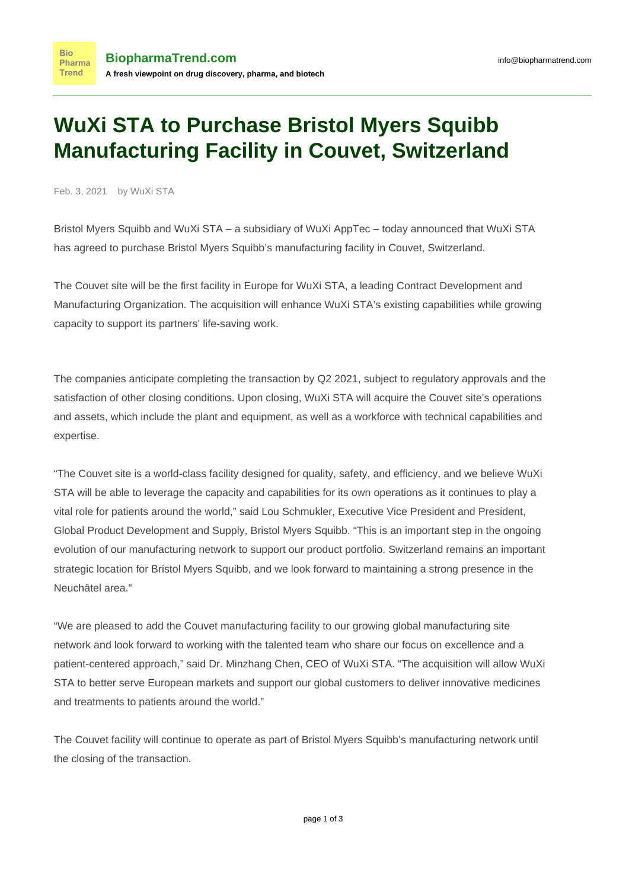# WuXi STA to Purchase Bristol Myers Squibb Manufacturing Facility in Couvet, Switzerland

Feb. 3, 2021 by WuXi STA

Bristol Myers Squibb and WuXi STA – a subsidiary of WuXi AppTec – today announced that WuXi STA has agreed to purchase Bristol Myers Squibb's manufacturing facility in Couvet, Switzerland.

The Couvet site will be the first facility in Europe for WuXi STA, a leading Contract Development and Manufacturing Organization. The acquisition will enhance WuXi STA's existing capabilities while growing capacity to support its partners' life-saving work.

The companies anticipate completing the transaction by Q2 2021, subject to regulatory approvals and the satisfaction of other closing conditions. Upon closing, WuXi STA will acquire the Couvet site's operations and assets, which include the plant and equipment, as well as a workforce with technical capabilities and expertise.

"The Couvet site is a world-class facility designed for quality, safety, and efficiency, and we believe WuXi STA will be able to leverage the capacity and capabilities for its own operations as it continues to play a vital role for patients around the world," said Lou Schmukler, Executive Vice President and President, Global Product Development and Supply, Bristol Myers Squibb. "This is an important step in the ongoing evolution of our manufacturing network to support our product portfolio. Switzerland remains an important strategic location for Bristol Myers Squibb, and we look forward to maintaining a strong presence in the Neuchâtel area."

"We are pleased to add the Couvet manufacturing facility to our growing global manufacturing site network and look forward to working with the talented team who share our focus on excellence and a patient-centered approach," said Dr. Minzhang Chen, CEO of WuXi STA. "The acquisition will allow WuXi STA to better serve European markets and support our global customers to deliver innovative medicines and treatments to patients around the world."

The Couvet facility will continue to operate as part of Bristol Myers Squibb's manufacturing network until the closing of the transaction.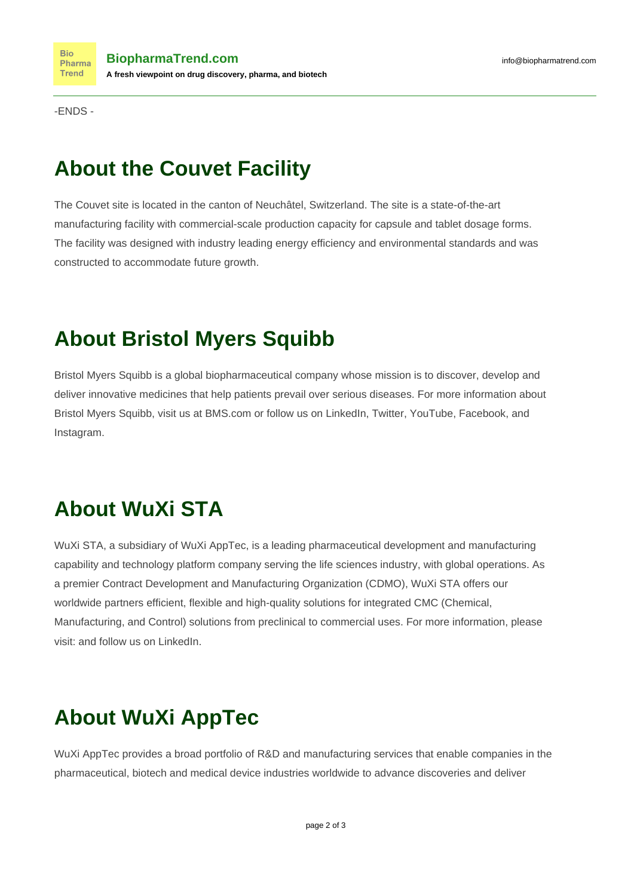-ENDS -

## About the Couvet Facility

The Couvet site is located in the canton of Neuchâtel, Switzerland. The site is a state-of-the-art manufacturing facility with commercial-scale production capacity for capsule and tablet dosage forms. The facility was designed with industry leading energy efficiency and environmental standards and was constructed to accommodate future growth.

## About Bristol Myers Squibb

Bristol Myers Squibb is a global biopharmaceutical company whose mission is to discover, develop and deliver innovative medicines that help patients prevail over serious diseases. For more information about Bristol Myers Squibb, visit us at BMS.com or follow us on LinkedIn, Twitter, YouTube, Facebook, and Instagram.

## About WuXi STA

WuXi STA, a subsidiary of WuXi AppTec, is a leading pharmaceutical development and manufacturing capability and technology platform company serving the life sciences industry, with global operations. As a premier Contract Development and Manufacturing Organization (CDMO), WuXi STA offers our worldwide partners efficient, flexible and high-quality solutions for integrated CMC (Chemical, Manufacturing, and Control) solutions from preclinical to commercial uses. For more information, please visit: and follow us on LinkedIn.

## About WuXi AppTec

WuXi AppTec provides a broad portfolio of R&D and manufacturing services that enable companies in the pharmaceutical, biotech and medical device industries worldwide to advance discoveries and deliver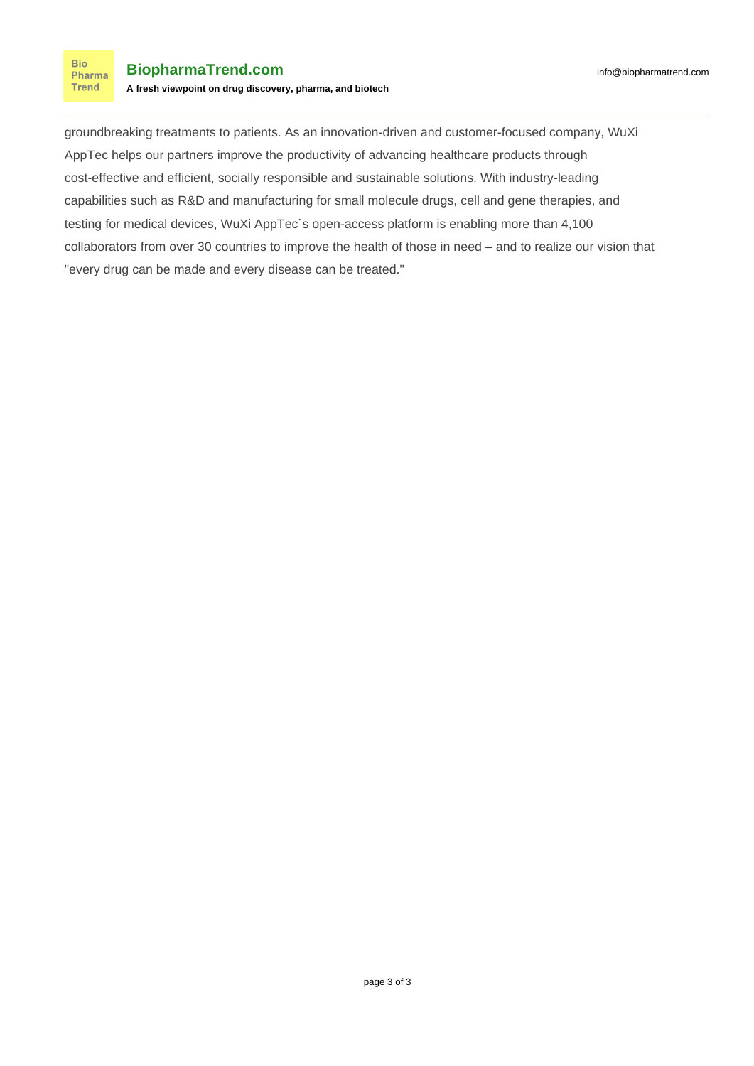groundbreaking treatments to patients. As an innovation-driven and customer-focused company, WuXi AppTec helps our partners improve the productivity of advancing healthcare products through cost-effective and efficient, socially responsible and sustainable solutions. With industry-leading capabilities such as R&D and manufacturing for small molecule drugs, cell and gene therapies, and testing for medical devices, WuXi AppTec`s open-access platform is enabling more than 4,100 collaborators from over 30 countries to improve the health of those in need – and to realize our vision that "every drug can be made and every disease can be treated."